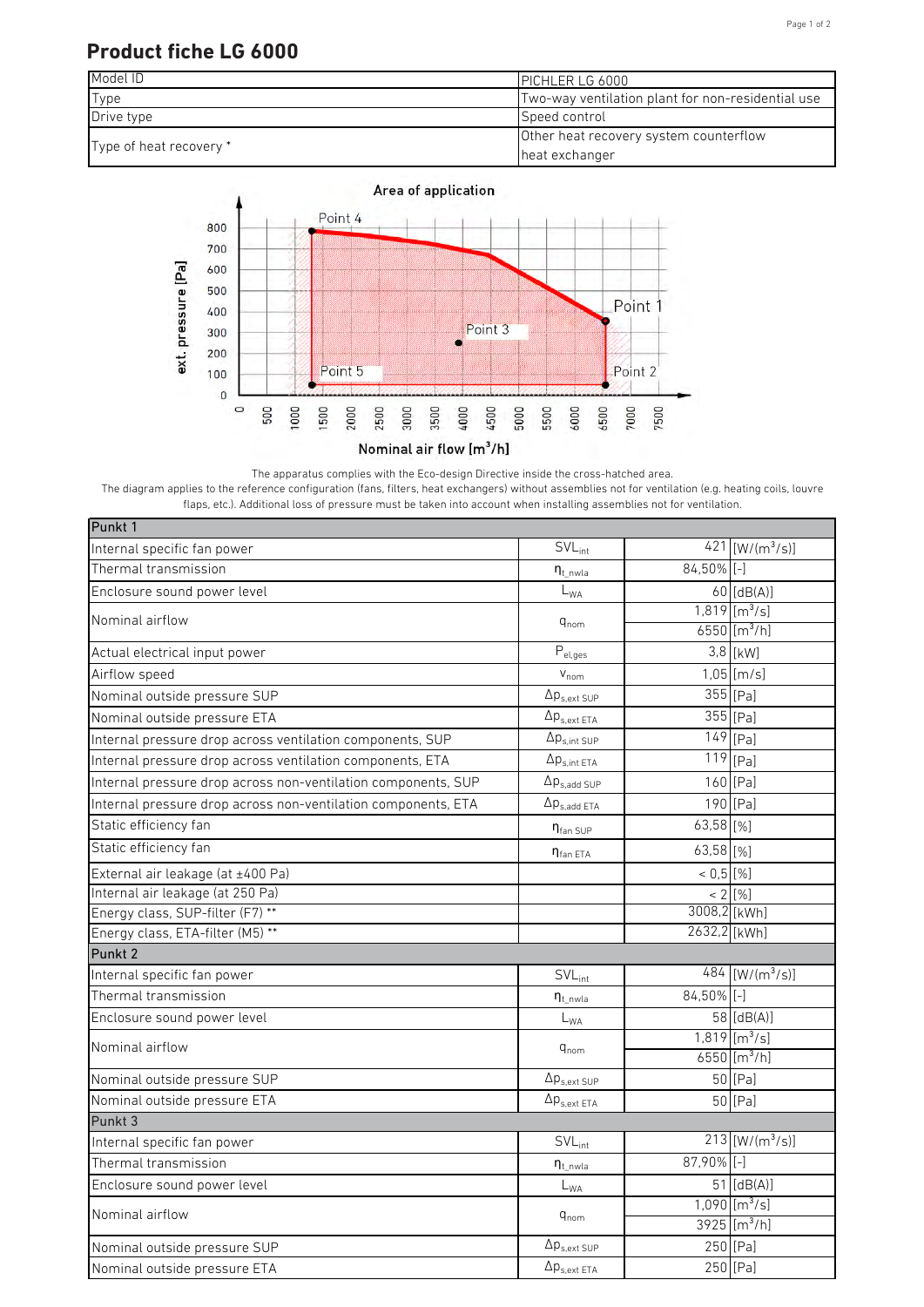# Product fiche LG 6000

| | |
|---|---|
| Model ID | PICHLER LG 6000 |
| Type | Two-way ventilation plant for non-residential use |
| Drive type | Speed control |
| Type of heat recovery * | Other heat recovery system counterflow heat exchanger |

Area of application

The apparatus complies with the Eco-design Directive inside the cross-hatched area.

The diagram applies to the reference configuration (fans, filters, heat exchangers) without assemblies not for ventilation (e.g. heating coils, louvre flaps, etc.). Additional loss of pressure must be taken into account when installing assemblies not for ventilation.

| Punkt 1 | | | |
|---|---|---|---|
| Internal specific fan power | $SVL_{int}$ | 421 | [W/(m³/s)] |
| Thermal transmission | $\eta_{t\_nwla}$ | 84,50% | [-] |
| Enclosure sound power level | $L_{WA}$ | 60 | [dB(A)] |
| Nominal airflow | $q_{nom}$ | 1,819 | [m³/s] |
| | | 6550 | [m³/h] |
| Actual electrical input power | $P_{el,ges}$ | 3,8 | [kW] |
| Airflow speed | $v_{nom}$ | 1,05 | [m/s] |
| Nominal outside pressure SUP | $\Delta p_{s,ext\ SUP}$ | 355 | [Pa] |
| Nominal outside pressure ETA | $\Delta p_{s,ext\ ETA}$ | 355 | [Pa] |
| Internal pressure drop across ventilation components, SUP | $\Delta p_{s,int\ SUP}$ | 149 | [Pa] |
| Internal pressure drop across ventilation components, ETA | $\Delta p_{s,int\ ETA}$ | 119 | [Pa] |
| Internal pressure drop across non-ventilation components, SUP | $\Delta p_{s,add\ SUP}$ | 160 | [Pa] |
| Internal pressure drop across non-ventilation components, ETA | $\Delta p_{s,add\ ETA}$ | 190 | [Pa] |
| Static efficiency fan | $\eta_{fan\ SUP}$ | 63,58 | [%] |
| Static efficiency fan | $\eta_{fan\ ETA}$ | 63,58 | [%] |
| External air leakage (at ±400 Pa) | | < 0,5 | [%] |
| Internal air leakage (at 250 Pa) | | < 2 | [%] |
| Energy class, SUP-filter (F7) ** | | 3008,2 | [kWh] |
| Energy class, ETA-filter (M5) ** | | 2632,2 | [kWh] |
| **Punkt 2** | | | |
| Internal specific fan power | $SVL_{int}$ | 484 | [W/(m³/s)] |
| Thermal transmission | $\eta_{t\_nwla}$ | 84,50% | [-] |
| Enclosure sound power level | $L_{WA}$ | 58 | [dB(A)] |
| Nominal airflow | $q_{nom}$ | 1,819 | [m³/s] |
| | | 6550 | [m³/h] |
| Nominal outside pressure SUP | $\Delta p_{s,ext\ SUP}$ | 50 | [Pa] |
| Nominal outside pressure ETA | $\Delta p_{s,ext\ ETA}$ | 50 | [Pa] |
| **Punkt 3** | | | |
| Internal specific fan power | $SVL_{int}$ | 213 | [W/(m³/s)] |
| Thermal transmission | $\eta_{t\_nwla}$ | 87,90% | [-] |
| Enclosure sound power level | $L_{WA}$ | 51 | [dB(A)] |
| Nominal airflow | $q_{nom}$ | 1,090 | [m³/s] |
| | | 3925 | [m³/h] |
| Nominal outside pressure SUP | $\Delta p_{s,ext\ SUP}$ | 250 | [Pa] |
| Nominal outside pressure ETA | $\Delta p_{s,ext\ ETA}$ | 250 | [Pa] |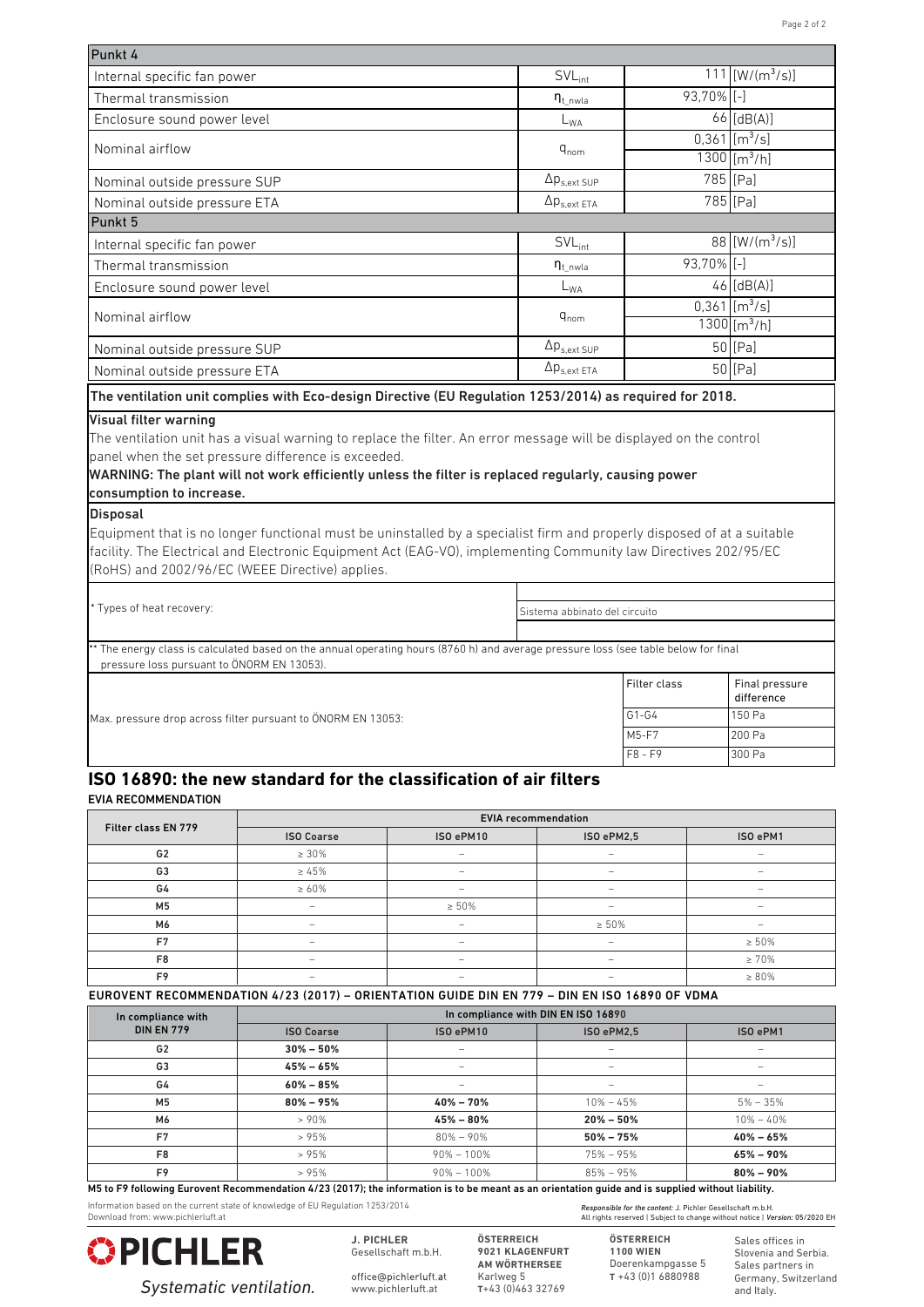| Punkt 4 | | | |
|---|---|---|---|
| Internal specific fan power | $SVL_{int}$ | 111 | [W/(m³/s)] |
| Thermal transmission | $\eta_{t\_nwla}$ | 93,70% | [-] |
| Enclosure sound power level | $L_{WA}$ | 66 | [dB(A)] |
| Nominal airflow | $q_{nom}$ | 0,361 | [m³/s] |
| | | 1300 | [m³/h] |
| Nominal outside pressure SUP | $\Delta p_{s,ext\ SUP}$ | 785 | [Pa] |
| Nominal outside pressure ETA | $\Delta p_{s,ext\ ETA}$ | 785 | [Pa] |

| Punkt 5 | | | |
|---|---|---|---|
| Internal specific fan power | $SVL_{int}$ | 88 | [W/(m³/s)] |
| Thermal transmission | $\eta_{t\_nwla}$ | 93,70% | [-] |
| Enclosure sound power level | $L_{WA}$ | 46 | [dB(A)] |
| Nominal airflow | $q_{nom}$ | 0,361 | [m³/s] |
| | | 1300 | [m³/h] |
| Nominal outside pressure SUP | $\Delta p_{s,ext\ SUP}$ | 50 | [Pa] |
| Nominal outside pressure ETA | $\Delta p_{s,ext\ ETA}$ | 50 | [Pa] |

**The ventilation unit complies with Eco-design Directive (EU Regulation 1253/2014) as required for 2018.**

**Visual filter warning**

The ventilation unit has a visual warning to replace the filter. An error message will be displayed on the control panel when the set pressure difference is exceeded.

**WARNING: The plant will not work efficiently unless the filter is replaced regularly, causing power consumption to increase.**

**Disposal**

Equipment that is no longer functional must be uninstalled by a specialist firm and properly disposed of at a suitable facility. The Electrical and Electronic Equipment Act (EAG-VO), implementing Community law Directives 202/95/EC (RoHS) and 2002/96/EC (WEEE Directive) applies.

| | |
|---|---|
| * Types of heat recovery: | Sistema abbinato del circuito |

** The energy class is calculated based on the annual operating hours (8760 h) and average pressure loss (see table below for final pressure loss pursuant to ÖNORM EN 13053).

| | Filter class | Final pressure difference |
|---|---|---|
| Max. pressure drop across filter pursuant to ÖNORM EN 13053: | G1-G4 | 150 Pa |
| | M5-F7 | 200 Pa |
| | F8 - F9 | 300 Pa |

## ISO 16890: the new standard for the classification of air filters

**EVIA RECOMMENDATION**

| Filter class EN 779 | EVIA recommendation | | | |
|---|---|---|---|---|
| | ISO Coarse | ISO ePM10 | ISO ePM2,5 | ISO ePM1 |
| G2 | ≥ 30% | – | – | – |
| G3 | ≥ 45% | – | – | – |
| G4 | ≥ 60% | – | – | – |
| M5 | – | ≥ 50% | – | – |
| M6 | – | – | ≥ 50% | – |
| F7 | – | – | – | ≥ 50% |
| F8 | – | – | – | ≥ 70% |
| F9 | – | – | – | ≥ 80% |

**EUROVENT RECOMMENDATION 4/23 (2017) – ORIENTATION GUIDE DIN EN 779 – DIN EN ISO 16890 OF VDMA**

| In compliance with DIN EN 779 | In compliance with DIN EN ISO 16890 | | | |
|---|---|---|---|---|
| | ISO Coarse | ISO ePM10 | ISO ePM2,5 | ISO ePM1 |
| G2 | **30% – 50%** | – | – | – |
| G3 | **45% – 65%** | – | – | – |
| G4 | **60% – 85%** | – | – | – |
| M5 | **80% – 95%** | **40% – 70%** | 10% – 45% | 5% – 35% |
| M6 | > 90% | **45% – 80%** | **20% – 50%** | 10% – 40% |
| F7 | > 95% | 80% – 90% | **50% – 75%** | **40% – 65%** |
| F8 | > 95% | 90% – 100% | 75% – 95% | **65% – 90%** |
| F9 | > 95% | 90% – 100% | 85% – 95% | **80% – 90%** |

**M5 to F9 following Eurovent Recommendation 4/23 (2017); the information is to be meant as an orientation guide and is supplied without liability.**

Information based on the current state of knowledge of EU Regulation 1253/2014
Download from: www.pichlerluft.at

*Responsible for the content:* J. Pichler Gesellschaft m.b.H.
All rights reserved | Subject to change without notice | *Version:* 05/2020 EH

**PICHLER** *Systematic ventilation.*

**J. PICHLER** Gesellschaft m.b.H.
office@pichlerluft.at
www.pichlerluft.at

**ÖSTERREICH**
**9021 KLAGENFURT AM WÖRTHERSEE**
Karlweg 5
T +43 (0)463 32769

**ÖSTERREICH**
**1100 WIEN**
Doerenkampgasse 5
T +43 (0)1 6880988

Sales offices in Slovenia and Serbia.
Sales partners in Germany, Switzerland and Italy.